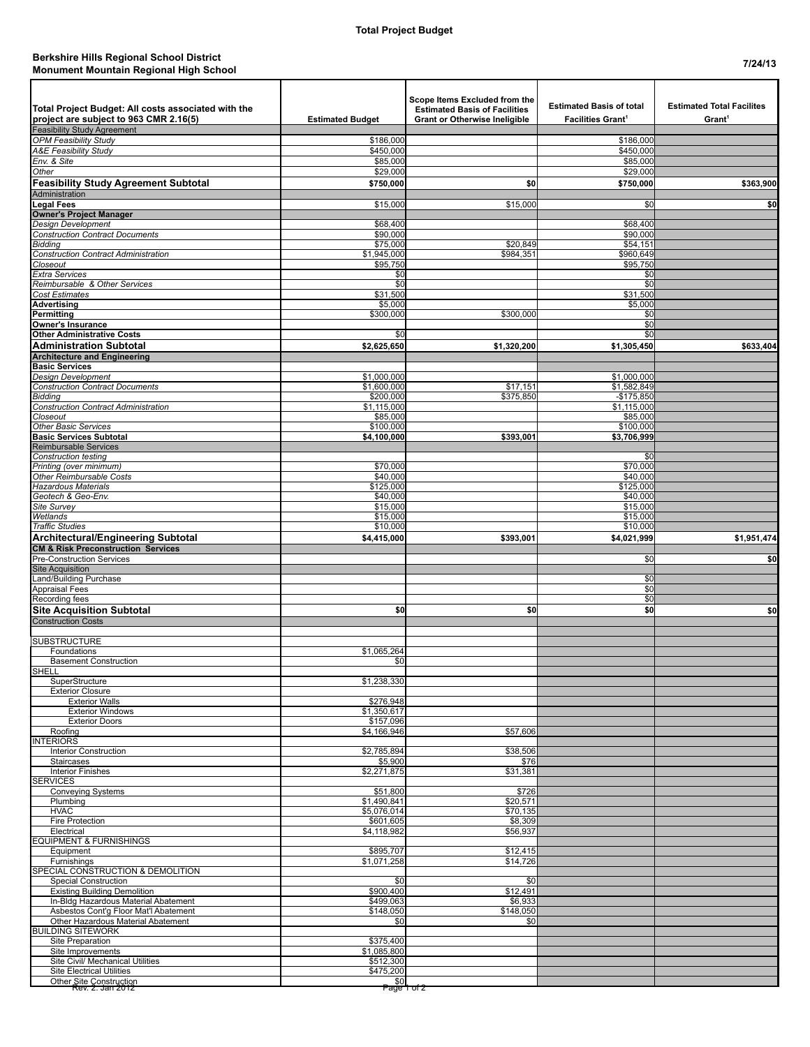# Total Project Budget

**Berkshire Hills Regional School District**
**Monument Mountain Regional High School**

7/24/13

| Total Project Budget: All costs associated with the project are subject to 963 CMR 2.16(5) | Estimated Budget | Scope Items Excluded from the Estimated Basis of Facilities Grant or Otherwise Ineligible | Estimated Basis of total Facilities Grant[1] | Estimated Total Facilites Grant[1] |
|---|---|---|---|---|
| Feasibility Study Agreement | | | | |
| *OPM Feasibility Study* | $186,000 | | $186,000 | |
| *A&E Feasibility Study* | $450,000 | | $450,000 | |
| *Env. & Site* | $85,000 | | $85,000 | |
| *Other* | $29,000 | | $29,000 | |
| **Feasibility Study Agreement Subtotal** | **$750,000** | **$0** | **$750,000** | **$363,900** |
| Administration | | | | |
| **Legal Fees** | $15,000 | $15,000 | $0 | **$0** |
| **Owner's Project Manager** | | | | |
| *Design Development* | $68,400 | | $68,400 | |
| *Construction Contract Documents* | $90,000 | | $90,000 | |
| *Bidding* | $75,000 | $20,849 | $54,151 | |
| *Construction Contract Administration* | $1,945,000 | $984,351 | $960,649 | |
| *Closeout* | $95,750 | | $95,750 | |
| *Extra Services* | $0 | | $0 | |
| *Reimbursable & Other Services* | $0 | | $0 | |
| *Cost Estimates* | $31,500 | | $31,500 | |
| **Advertising** | $5,000 | | $5,000 | |
| **Permitting** | $300,000 | $300,000 | $0 | |
| **Owner's Insurance** | | | $0 | |
| **Other Administrative Costs** | $0 | | $0 | |
| **Administration Subtotal** | **$2,625,650** | **$1,320,200** | **$1,305,450** | **$633,404** |
| **Architecture and Engineering** | | | | |
| **Basic Services** | | | | |
| *Design Development* | $1,000,000 | | $1,000,000 | |
| *Construction Contract Documents* | $1,600,000 | $17,151 | $1,582,849 | |
| *Bidding* | $200,000 | $375,850 | -$175,850 | |
| *Construction Contract Administration* | $1,115,000 | | $1,115,000 | |
| *Closeout* | $85,000 | | $85,000 | |
| *Other Basic Services* | $100,000 | | $100,000 | |
| **Basic Services Subtotal** | **$4,100,000** | **$393,001** | **$3,706,999** | |
| Reimbursable Services | | | | |
| *Construction testing* | | | $0 | |
| *Printing (over minimum)* | $70,000 | | $70,000 | |
| *Other Reimbursable Costs* | $40,000 | | $40,000 | |
| *Hazardous Materials* | $125,000 | | $125,000 | |
| *Geotech & Geo-Env.* | $40,000 | | $40,000 | |
| *Site Survey* | $15,000 | | $15,000 | |
| *Wetlands* | $15,000 | | $15,000 | |
| *Traffic Studies* | $10,000 | | $10,000 | |
| **Architectural/Engineering Subtotal** | **$4,415,000** | **$393,001** | **$4,021,999** | **$1,951,474** |
| **CM & Risk Preconstruction Services** | | | | |
| Pre-Construction Services | | | $0 | **$0** |
| Site Acquisition | | | | |
| Land/Building Purchase | | | $0 | |
| Appraisal Fees | | | $0 | |
| Recording fees | | | $0 | |
| **Site Acquisition Subtotal** | **$0** | **$0** | **$0** | **$0** |
| Construction Costs | | | | |
| SUBSTRUCTURE | | | | |
| Foundations | $1,065,264 | | | |
| Basement Construction | $0 | | | |
| SHELL | | | | |
| SuperStructure | $1,238,330 | | | |
| Exterior Closure | | | | |
| Exterior Walls | $276,948 | | | |
| Exterior Windows | $1,350,617 | | | |
| Exterior Doors | $157,096 | | | |
| Roofing | $4,166,946 | $57,606 | | |
| INTERIORS | | | | |
| Interior Construction | $2,785,894 | $38,506 | | |
| Staircases | $5,900 | $76 | | |
| Interior Finishes | $2,271,875 | $31,381 | | |
| SERVICES | | | | |
| Conveying Systems | $51,800 | $726 | | |
| Plumbing | $1,490,841 | $20,571 | | |
| HVAC | $5,076,014 | $70,135 | | |
| Fire Protection | $601,605 | $8,309 | | |
| Electrical | $4,118,982 | $56,937 | | |
| EQUIPMENT & FURNISHINGS | | | | |
| Equipment | $895,707 | $12,415 | | |
| Furnishings | $1,071,258 | $14,726 | | |
| SPECIAL CONSTRUCTION & DEMOLITION | | | | |
| Special Construction | $0 | $0 | | |
| Existing Building Demolition | $900,400 | $12,491 | | |
| In-Bldg Hazardous Material Abatement | $499,063 | $6,933 | | |
| Asbestos Cont'g Floor Mat'l Abatement | $148,050 | $148,050 | | |
| Other Hazardous Material Abatement | $0 | $0 | | |
| BUILDING SITEWORK | | | | |
| Site Preparation | $375,400 | | | |
| Site Improvements | $1,085,800 | | | |
| Site Civil/ Mechanical Utilities | $512,300 | | | |
| Site Electrical Utilities | $475,200 | | | |
| Other Site Construction | $0 | | | |

Rev. 2. Jan 2012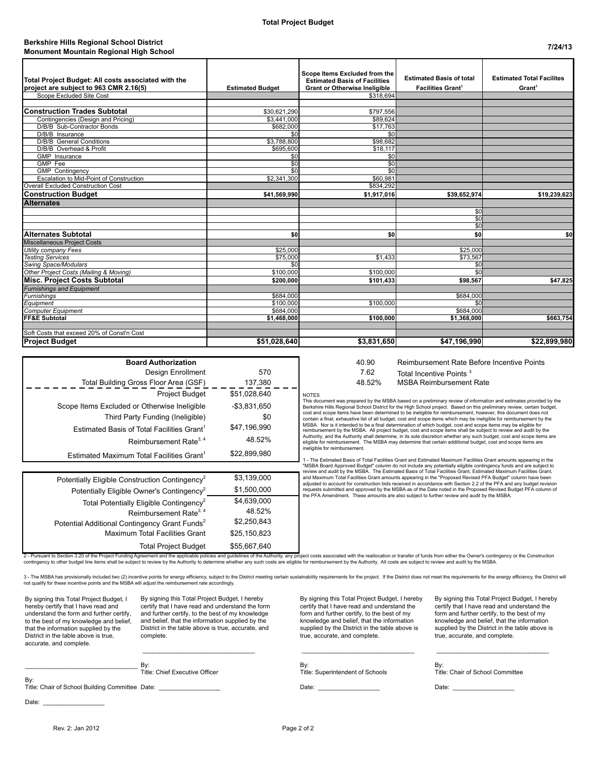# Total Project Budget

**Berkshire Hills Regional School District**
**Monument Mountain Regional High School**

7/24/13

| Total Project Budget: All costs associated with the project are subject to 963 CMR 2.16(5) | Estimated Budget | Scope Items Excluded from the Estimated Basis of Facilities Grant or Otherwise Ineligible | Estimated Basis of total Facilities Grant[1] | Estimated Total Facilites Grant[1] |
|---|---|---|---|---|
| Scope Excluded Site Cost | | $318,694 | | |
| | | | | |
| **Construction Trades Subtotal** | $30,621,290 | $797,556 | | |
| Contingencies (Design and Pricing) | $3,441,000 | $89,624 | | |
| D/B/B Sub-Contractor Bonds | $682,000 | $17,763 | | |
| D/B/B Insurance | $0 | $0 | | |
| D/B/B General Conditions | $3,788,800 | $98,682 | | |
| D/B/B Overhead & Profit | $695,600 | $18,117 | | |
| GMP Insurance | $0 | $0 | | |
| GMP Fee | $0 | $0 | | |
| GMP Contingency | $0 | $0 | | |
| Escalation to Mid-Point of Construction | $2,341,300 | $60,981 | | |
| Overall Excluded Construction Cost | | $834,292 | | |
| **Construction Budget** | **$41,569,990** | **$1,917,016** | **$39,652,974** | **$19,239,623** |
| **Alternates** | | | | |
| | | | $0 | |
| | | | $0 | |
| | | | $0 | |
| **Alternates Subtotal** | **$0** | **$0** | **$0** | **$0** |
| Miscellaneous Project Costs | | | | |
| *Utility company Fees* | $25,000 | | $25,000 | |
| *Testing Services* | $75,000 | $1,433 | $73,567 | |
| *Swing Space/Modulars* | $0 | | $0 | |
| *Other Project Costs (Mailing & Moving)* | $100,000 | $100,000 | $0 | |
| **Misc. Project Costs Subtotal** | **$200,000** | **$101,433** | **$98,567** | **$47,825** |
| *Furnishings and Equipment* | | | | |
| *Furnishings* | $684,000 | | $684,000 | |
| *Equipment* | $100,000 | $100,000 | $0 | |
| *Computer Equipment* | $684,000 | | $684,000 | |
| **FF&E Subtotal** | **$1,468,000** | **$100,000** | **$1,368,000** | **$663,754** |
| | | | | |
| Soft Costs that exceed 20% of Const'n Cost | | | | |
| **Project Budget** | **$51,028,640** | **$3,831,650** | **$47,196,990** | **$22,899,980** |

| **Board Authorization** | |
|---|---|
| Design Enrollment | 570 |
| Total Building Gross Floor Area (GSF) | 137,380 |
| Project Budget | $51,028,640 |
| Scope Items Excluded or Otherwise Ineligible | -$3,831,650 |
| Third Party Funding (Ineligible) | $0 |
| Estimated Basis of Total Facilities Grant[1] | $47,196,990 |
| Reimbursement Rate[3, 4] | 48.52% |
| Estimated Maximum Total Facilities Grant[1] | $22,899,980 |

| | |
|---|---|
| Potentially Eligible Construction Contingency[2] | $3,139,000 |
| Potentially Eligible Owner's Contingency[2] | $1,500,000 |
| Total Potentially Eligible Contingency[2] | $4,639,000 |
| Reimbursement Rate[3, 4] | 48.52% |
| Potential Additional Contingency Grant Funds[2] | $2,250,843 |
| Maximum Total Facilities Grant | $25,150,823 |
| Total Project Budget | $55,667,640 |

| | |
|---|---|
| 40.90 | Reimbursement Rate Before Incentive Points |
| 7.62 | Total Incentive Points [3] |
| 48.52% | MSBA Reimbursement Rate |

NOTES
This document was prepared by the MSBA based on a preliminary review of information and estimates provided by the Berkshire Hills Regional School District for the High School project. Based on this preliminary review, certain budget, cost and scope items have been determined to be ineligible for reimbursement, however, this document does not contain a final, exhaustive list of all budget, cost and scope items which may be ineligible for reimbursement by the MSBA. Nor is it intended to be a final determination of which budget, cost and scope items may be eligible for reimbursement by the MSBA. All project budget, cost and scope items shall be subject to review and audit by the Authority, and the Authority shall determine, in its sole discretion whether any such budget, cost and scope items are eligible for reimbursement. The MSBA may determine that certain additional budget, cost and scope items are ineligible for reimbursement.

1 - The Estimated Basis of Total Facilities Grant and Estimated Maximum Facilities Grant amounts appearing in the "MSBA Board Approved Budget" column do not include any potentially eligible contingency funds and are subject to review and audit by the MSBA. The Estimated Basis of Total Facilities Grant, Estimated Maximum Facilities Grant, and Maximum Total Facilities Grant amounts appearing in the "Proposed Revised PFA Budget" column have been adjusted to account for construction bids received in accordance with Section 2.2 of the PFA and any budget revision requests submitted and approved by the MSBA as of the Date noted in the Proposed Revised Budget PFA column of the PFA Amendment. These amounts are also subject to further review and audit by the MSBA.

2 - Pursuant to Section 3.20 of the Project Funding Agreement and the applicable policies and guidelines of the Authority, any project costs associated with the reallocation or transfer of funds from either the Owner's contingency or the Construction contingency to other budget line items shall be subject to review by the Authority to determine whether any such costs are eligible for reimbursement by the Authority. All costs are subject to review and audit by the MSBA.

3 - The MSBA has provisionally included two (2) incentive points for energy efficiency, subject to the District meeting certain sustainability requirements for the project. If the District does not meet the requirements for the energy efficiency, the District will not qualify for these incentive points and the MSBA will adjust the reimbursement rate accordingly.

By signing this Total Project Budget, I hereby certify that I have read and understand the form and further certify, to the best of my knowledge and belief, that the information supplied by the District in the table above is true, accurate, and complete.

\_\_\_\_\_\_\_\_\_\_\_\_\_\_\_\_\_\_\_\_\_\_\_\_\_\_\_\_\_\_
By:
Title: Chair of School Building Committee
Date: \_\_\_\_\_\_\_\_\_\_\_\_\_\_\_\_\_

By signing this Total Project Budget, I hereby certify that I have read and understand the form and further certify, to the best of my knowledge and belief, that the information supplied by the District in the table above is true, accurate, and complete.

\_\_\_\_\_\_\_\_\_\_\_\_\_\_\_\_\_\_\_\_\_\_\_\_\_\_\_\_\_\_
By:
Title: Chief Executive Officer
Date: \_\_\_\_\_\_\_\_\_\_\_\_\_\_\_\_\_

By signing this Total Project Budget, I hereby certify that I have read and understand the form and further certify, to the best of my knowledge and belief, that the information supplied by the District in the table above is true, accurate, and complete.

\_\_\_\_\_\_\_\_\_\_\_\_\_\_\_\_\_\_\_\_\_\_\_\_\_\_\_\_\_\_
By:
Title: Superintendent of Schools
Date: \_\_\_\_\_\_\_\_\_\_\_\_\_\_\_\_\_

By signing this Total Project Budget, I hereby certify that I have read and understand the form and further certify, to the best of my knowledge and belief, that the information supplied by the District in the table above is true, accurate, and complete.

\_\_\_\_\_\_\_\_\_\_\_\_\_\_\_\_\_\_\_\_\_\_\_\_\_\_\_\_\_\_
By:
Title: Chair of School Committee
Date: \_\_\_\_\_\_\_\_\_\_\_\_\_\_\_\_\_

Rev. 2: Jan 2012